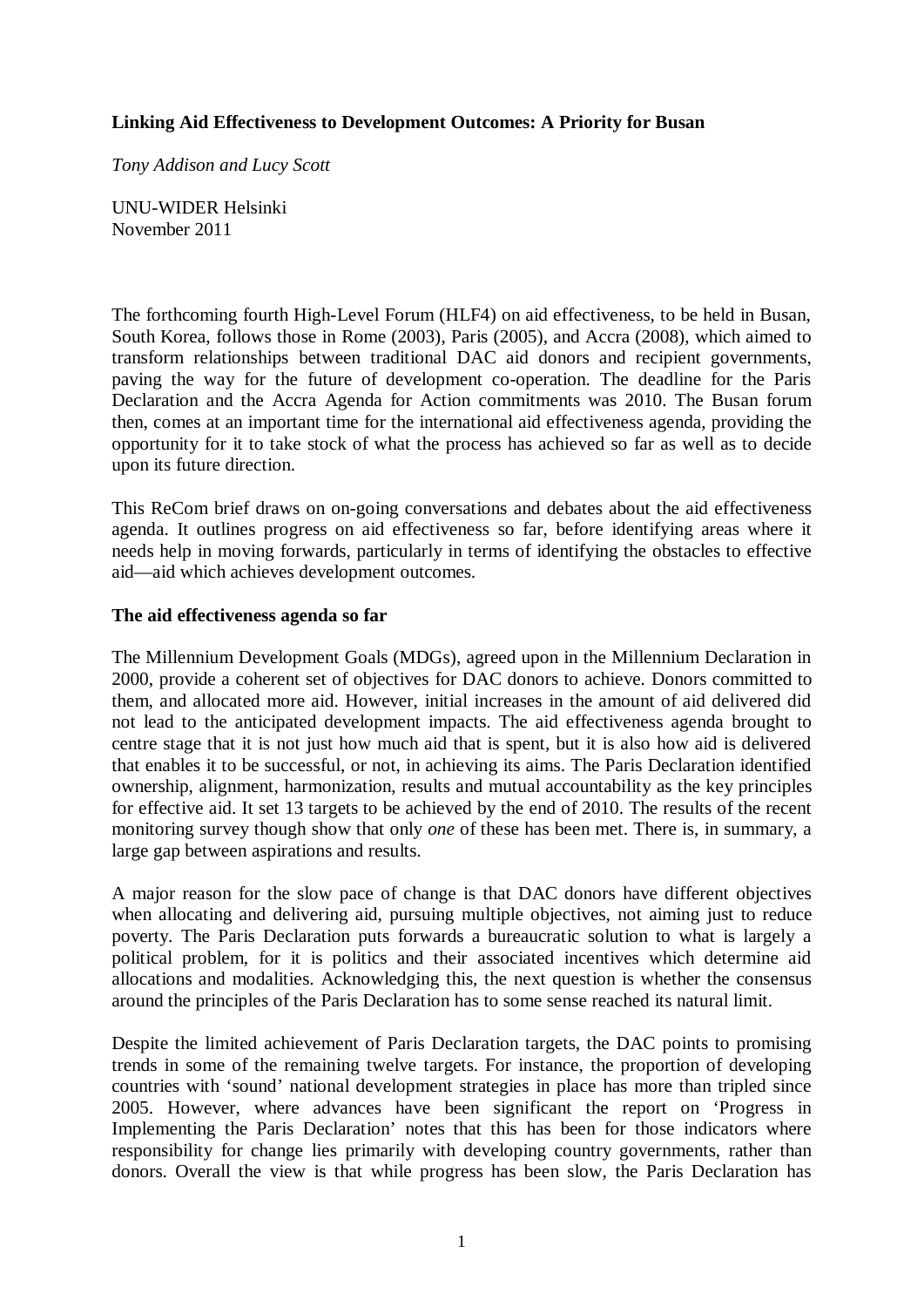# Linking Aid Effectiveness to Development Outcomes: A Priority for Busan

*Tony Addison and Lucy Scott*

UNU-WIDER Helsinki
November 2011

The forthcoming fourth High-Level Forum (HLF4) on aid effectiveness, to be held in Busan, South Korea, follows those in Rome (2003), Paris (2005), and Accra (2008), which aimed to transform relationships between traditional DAC aid donors and recipient governments, paving the way for the future of development co-operation. The deadline for the Paris Declaration and the Accra Agenda for Action commitments was 2010. The Busan forum then, comes at an important time for the international aid effectiveness agenda, providing the opportunity for it to take stock of what the process has achieved so far as well as to decide upon its future direction.

This ReCom brief draws on on-going conversations and debates about the aid effectiveness agenda. It outlines progress on aid effectiveness so far, before identifying areas where it needs help in moving forwards, particularly in terms of identifying the obstacles to effective aid—aid which achieves development outcomes.

## The aid effectiveness agenda so far

The Millennium Development Goals (MDGs), agreed upon in the Millennium Declaration in 2000, provide a coherent set of objectives for DAC donors to achieve. Donors committed to them, and allocated more aid. However, initial increases in the amount of aid delivered did not lead to the anticipated development impacts. The aid effectiveness agenda brought to centre stage that it is not just how much aid that is spent, but it is also how aid is delivered that enables it to be successful, or not, in achieving its aims. The Paris Declaration identified ownership, alignment, harmonization, results and mutual accountability as the key principles for effective aid. It set 13 targets to be achieved by the end of 2010. The results of the recent monitoring survey though show that only *one* of these has been met. There is, in summary, a large gap between aspirations and results.

A major reason for the slow pace of change is that DAC donors have different objectives when allocating and delivering aid, pursuing multiple objectives, not aiming just to reduce poverty. The Paris Declaration puts forwards a bureaucratic solution to what is largely a political problem, for it is politics and their associated incentives which determine aid allocations and modalities. Acknowledging this, the next question is whether the consensus around the principles of the Paris Declaration has to some sense reached its natural limit.

Despite the limited achievement of Paris Declaration targets, the DAC points to promising trends in some of the remaining twelve targets. For instance, the proportion of developing countries with 'sound' national development strategies in place has more than tripled since 2005. However, where advances have been significant the report on 'Progress in Implementing the Paris Declaration' notes that this has been for those indicators where responsibility for change lies primarily with developing country governments, rather than donors. Overall the view is that while progress has been slow, the Paris Declaration has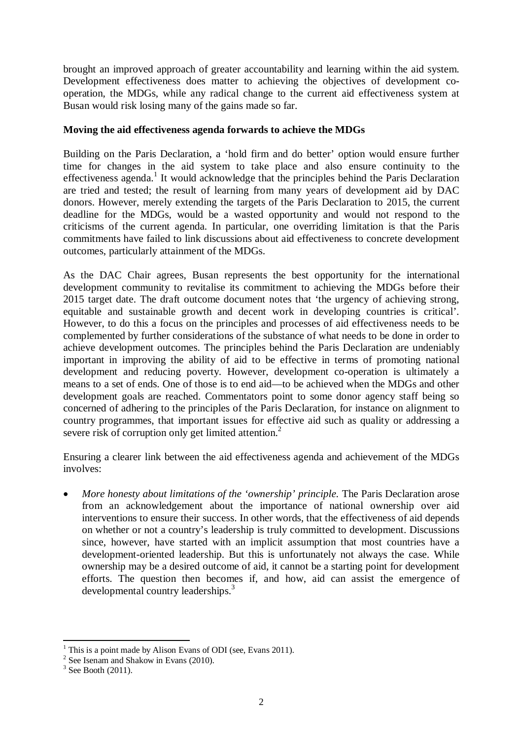brought an improved approach of greater accountability and learning within the aid system. Development effectiveness does matter to achieving the objectives of development co-operation, the MDGs, while any radical change to the current aid effectiveness system at Busan would risk losing many of the gains made so far.

**Moving the aid effectiveness agenda forwards to achieve the MDGs**

Building on the Paris Declaration, a 'hold firm and do better' option would ensure further time for changes in the aid system to take place and also ensure continuity to the effectiveness agenda.[1] It would acknowledge that the principles behind the Paris Declaration are tried and tested; the result of learning from many years of development aid by DAC donors. However, merely extending the targets of the Paris Declaration to 2015, the current deadline for the MDGs, would be a wasted opportunity and would not respond to the criticisms of the current agenda. In particular, one overriding limitation is that the Paris commitments have failed to link discussions about aid effectiveness to concrete development outcomes, particularly attainment of the MDGs.

As the DAC Chair agrees, Busan represents the best opportunity for the international development community to revitalise its commitment to achieving the MDGs before their 2015 target date. The draft outcome document notes that 'the urgency of achieving strong, equitable and sustainable growth and decent work in developing countries is critical'. However, to do this a focus on the principles and processes of aid effectiveness needs to be complemented by further considerations of the substance of what needs to be done in order to achieve development outcomes. The principles behind the Paris Declaration are undeniably important in improving the ability of aid to be effective in terms of promoting national development and reducing poverty. However, development co-operation is ultimately a means to a set of ends. One of those is to end aid—to be achieved when the MDGs and other development goals are reached. Commentators point to some donor agency staff being so concerned of adhering to the principles of the Paris Declaration, for instance on alignment to country programmes, that important issues for effective aid such as quality or addressing a severe risk of corruption only get limited attention.[2]

Ensuring a clearer link between the aid effectiveness agenda and achievement of the MDGs involves:

- *More honesty about limitations of the 'ownership' principle.* The Paris Declaration arose from an acknowledgement about the importance of national ownership over aid interventions to ensure their success. In other words, that the effectiveness of aid depends on whether or not a country's leadership is truly committed to development. Discussions since, however, have started with an implicit assumption that most countries have a development-oriented leadership. But this is unfortunately not always the case. While ownership may be a desired outcome of aid, it cannot be a starting point for development efforts. The question then becomes if, and how, aid can assist the emergence of developmental country leaderships.[3]

---

[1] This is a point made by Alison Evans of ODI (see, Evans 2011).

[2] See Isenam and Shakow in Evans (2010).

[3] See Booth (2011).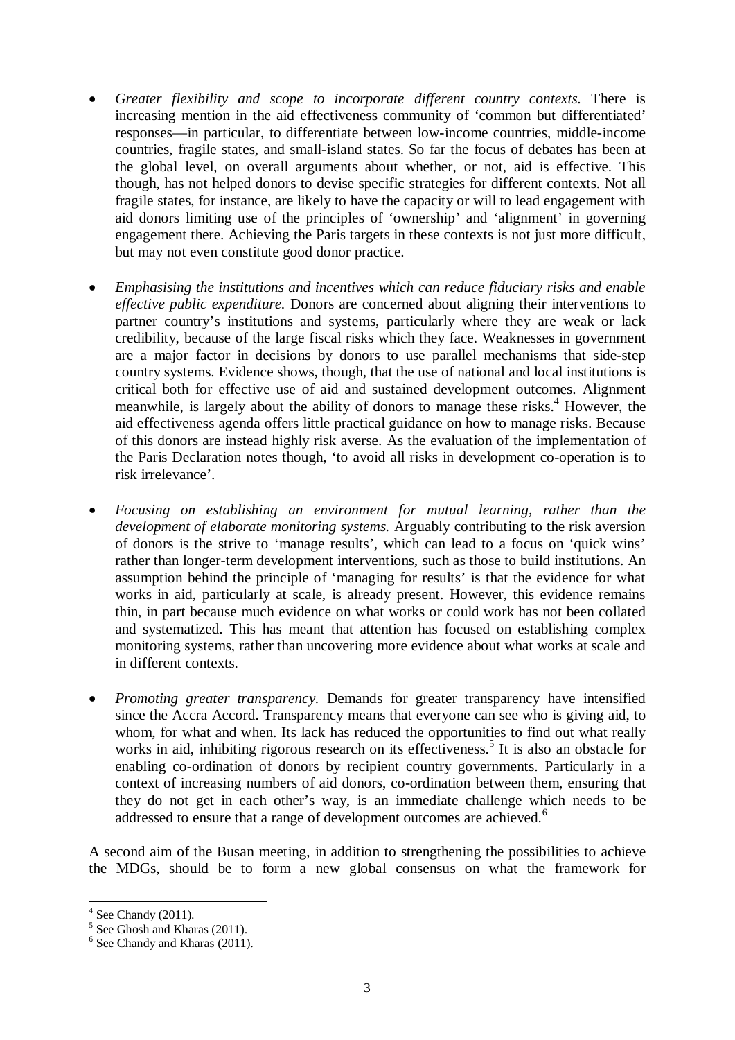- *Greater flexibility and scope to incorporate different country contexts.* There is increasing mention in the aid effectiveness community of 'common but differentiated' responses—in particular, to differentiate between low-income countries, middle-income countries, fragile states, and small-island states. So far the focus of debates has been at the global level, on overall arguments about whether, or not, aid is effective. This though, has not helped donors to devise specific strategies for different contexts. Not all fragile states, for instance, are likely to have the capacity or will to lead engagement with aid donors limiting use of the principles of 'ownership' and 'alignment' in governing engagement there. Achieving the Paris targets in these contexts is not just more difficult, but may not even constitute good donor practice.

- *Emphasising the institutions and incentives which can reduce fiduciary risks and enable effective public expenditure.* Donors are concerned about aligning their interventions to partner country's institutions and systems, particularly where they are weak or lack credibility, because of the large fiscal risks which they face. Weaknesses in government are a major factor in decisions by donors to use parallel mechanisms that side-step country systems. Evidence shows, though, that the use of national and local institutions is critical both for effective use of aid and sustained development outcomes. Alignment meanwhile, is largely about the ability of donors to manage these risks.[4] However, the aid effectiveness agenda offers little practical guidance on how to manage risks. Because of this donors are instead highly risk averse. As the evaluation of the implementation of the Paris Declaration notes though, 'to avoid all risks in development co-operation is to risk irrelevance'.

- *Focusing on establishing an environment for mutual learning, rather than the development of elaborate monitoring systems.* Arguably contributing to the risk aversion of donors is the strive to 'manage results', which can lead to a focus on 'quick wins' rather than longer-term development interventions, such as those to build institutions. An assumption behind the principle of 'managing for results' is that the evidence for what works in aid, particularly at scale, is already present. However, this evidence remains thin, in part because much evidence on what works or could work has not been collated and systematized. This has meant that attention has focused on establishing complex monitoring systems, rather than uncovering more evidence about what works at scale and in different contexts.

- *Promoting greater transparency.* Demands for greater transparency have intensified since the Accra Accord. Transparency means that everyone can see who is giving aid, to whom, for what and when. Its lack has reduced the opportunities to find out what really works in aid, inhibiting rigorous research on its effectiveness.[5] It is also an obstacle for enabling co-ordination of donors by recipient country governments. Particularly in a context of increasing numbers of aid donors, co-ordination between them, ensuring that they do not get in each other's way, is an immediate challenge which needs to be addressed to ensure that a range of development outcomes are achieved.[6]

A second aim of the Busan meeting, in addition to strengthening the possibilities to achieve the MDGs, should be to form a new global consensus on what the framework for

---

[4] See Chandy (2011).
[5] See Ghosh and Kharas (2011).
[6] See Chandy and Kharas (2011).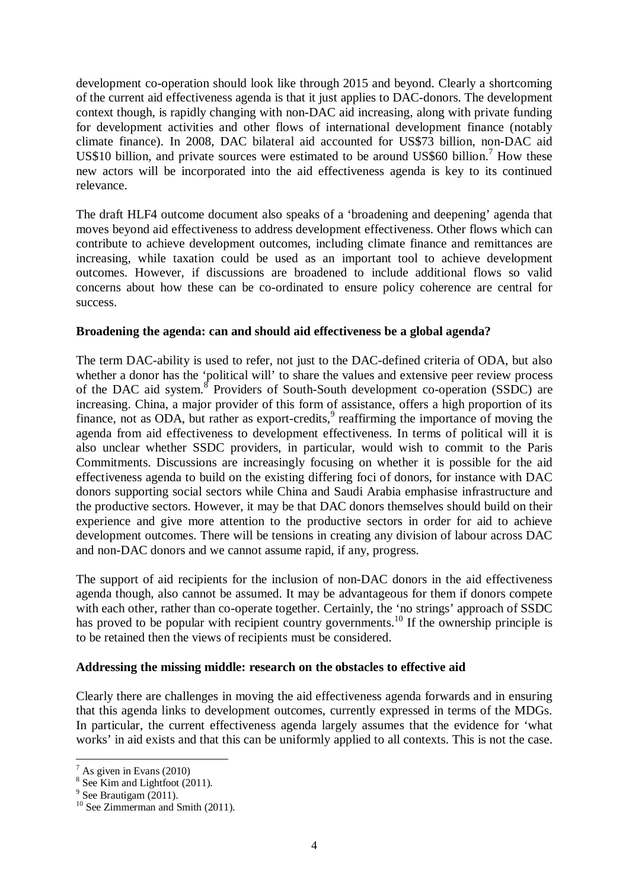development co-operation should look like through 2015 and beyond. Clearly a shortcoming of the current aid effectiveness agenda is that it just applies to DAC-donors. The development context though, is rapidly changing with non-DAC aid increasing, along with private funding for development activities and other flows of international development finance (notably climate finance). In 2008, DAC bilateral aid accounted for US$73 billion, non-DAC aid US$10 billion, and private sources were estimated to be around US$60 billion.[7] How these new actors will be incorporated into the aid effectiveness agenda is key to its continued relevance.

The draft HLF4 outcome document also speaks of a 'broadening and deepening' agenda that moves beyond aid effectiveness to address development effectiveness. Other flows which can contribute to achieve development outcomes, including climate finance and remittances are increasing, while taxation could be used as an important tool to achieve development outcomes. However, if discussions are broadened to include additional flows so valid concerns about how these can be co-ordinated to ensure policy coherence are central for success.

**Broadening the agenda: can and should aid effectiveness be a global agenda?**

The term DAC-ability is used to refer, not just to the DAC-defined criteria of ODA, but also whether a donor has the 'political will' to share the values and extensive peer review process of the DAC aid system.[8] Providers of South-South development co-operation (SSDC) are increasing. China, a major provider of this form of assistance, offers a high proportion of its finance, not as ODA, but rather as export-credits,[9] reaffirming the importance of moving the agenda from aid effectiveness to development effectiveness. In terms of political will it is also unclear whether SSDC providers, in particular, would wish to commit to the Paris Commitments. Discussions are increasingly focusing on whether it is possible for the aid effectiveness agenda to build on the existing differing foci of donors, for instance with DAC donors supporting social sectors while China and Saudi Arabia emphasise infrastructure and the productive sectors. However, it may be that DAC donors themselves should build on their experience and give more attention to the productive sectors in order for aid to achieve development outcomes. There will be tensions in creating any division of labour across DAC and non-DAC donors and we cannot assume rapid, if any, progress.

The support of aid recipients for the inclusion of non-DAC donors in the aid effectiveness agenda though, also cannot be assumed. It may be advantageous for them if donors compete with each other, rather than co-operate together. Certainly, the 'no strings' approach of SSDC has proved to be popular with recipient country governments.[10] If the ownership principle is to be retained then the views of recipients must be considered.

**Addressing the missing middle: research on the obstacles to effective aid**

Clearly there are challenges in moving the aid effectiveness agenda forwards and in ensuring that this agenda links to development outcomes, currently expressed in terms of the MDGs. In particular, the current effectiveness agenda largely assumes that the evidence for 'what works' in aid exists and that this can be uniformly applied to all contexts. This is not the case.

---

[7] As given in Evans (2010)

[8] See Kim and Lightfoot (2011).

[9] See Brautigam (2011).

[10] See Zimmerman and Smith (2011).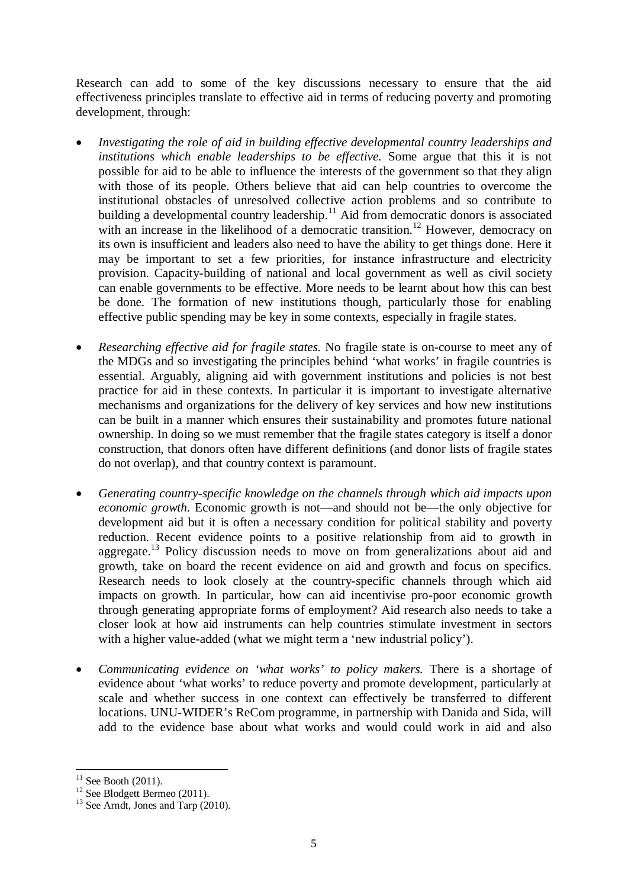Research can add to some of the key discussions necessary to ensure that the aid effectiveness principles translate to effective aid in terms of reducing poverty and promoting development, through:

- *Investigating the role of aid in building effective developmental country leaderships and institutions which enable leaderships to be effective.* Some argue that this it is not possible for aid to be able to influence the interests of the government so that they align with those of its people. Others believe that aid can help countries to overcome the institutional obstacles of unresolved collective action problems and so contribute to building a developmental country leadership.[11] Aid from democratic donors is associated with an increase in the likelihood of a democratic transition.[12] However, democracy on its own is insufficient and leaders also need to have the ability to get things done. Here it may be important to set a few priorities, for instance infrastructure and electricity provision. Capacity-building of national and local government as well as civil society can enable governments to be effective. More needs to be learnt about how this can best be done. The formation of new institutions though, particularly those for enabling effective public spending may be key in some contexts, especially in fragile states.

- *Researching effective aid for fragile states.* No fragile state is on-course to meet any of the MDGs and so investigating the principles behind 'what works' in fragile countries is essential. Arguably, aligning aid with government institutions and policies is not best practice for aid in these contexts. In particular it is important to investigate alternative mechanisms and organizations for the delivery of key services and how new institutions can be built in a manner which ensures their sustainability and promotes future national ownership. In doing so we must remember that the fragile states category is itself a donor construction, that donors often have different definitions (and donor lists of fragile states do not overlap), and that country context is paramount.

- *Generating country-specific knowledge on the channels through which aid impacts upon economic growth.* Economic growth is not—and should not be—the only objective for development aid but it is often a necessary condition for political stability and poverty reduction. Recent evidence points to a positive relationship from aid to growth in aggregate.[13] Policy discussion needs to move on from generalizations about aid and growth, take on board the recent evidence on aid and growth and focus on specifics. Research needs to look closely at the country-specific channels through which aid impacts on growth. In particular, how can aid incentivise pro-poor economic growth through generating appropriate forms of employment? Aid research also needs to take a closer look at how aid instruments can help countries stimulate investment in sectors with a higher value-added (what we might term a 'new industrial policy').

- *Communicating evidence on 'what works' to policy makers.* There is a shortage of evidence about 'what works' to reduce poverty and promote development, particularly at scale and whether success in one context can effectively be transferred to different locations. UNU-WIDER's ReCom programme, in partnership with Danida and Sida, will add to the evidence base about what works and would could work in aid and also

---

[11] See Booth (2011).

[12] See Blodgett Bermeo (2011).

[13] See Arndt, Jones and Tarp (2010).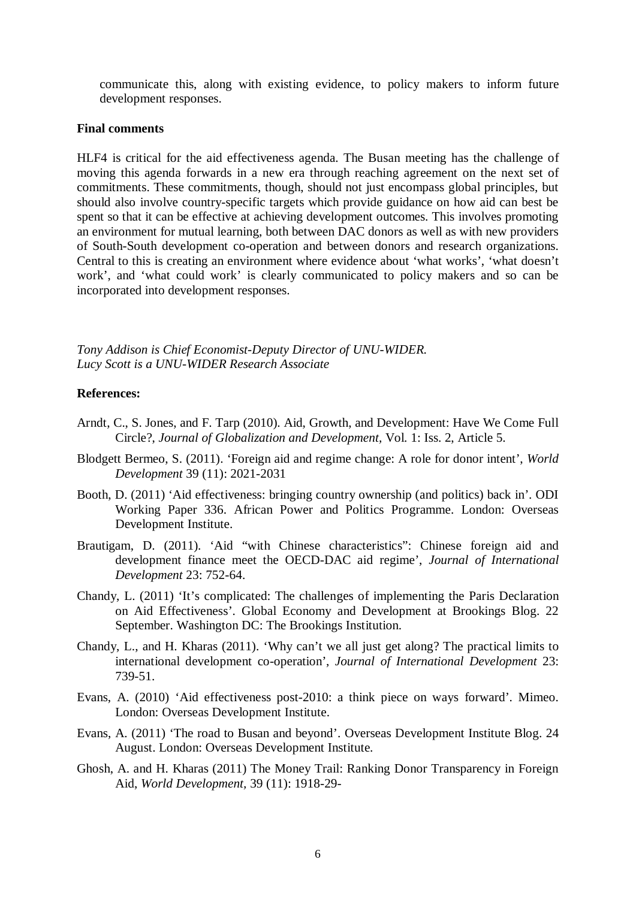communicate this, along with existing evidence, to policy makers to inform future development responses.

**Final comments**

HLF4 is critical for the aid effectiveness agenda. The Busan meeting has the challenge of moving this agenda forwards in a new era through reaching agreement on the next set of commitments. These commitments, though, should not just encompass global principles, but should also involve country-specific targets which provide guidance on how aid can best be spent so that it can be effective at achieving development outcomes. This involves promoting an environment for mutual learning, both between DAC donors as well as with new providers of South-South development co-operation and between donors and research organizations. Central to this is creating an environment where evidence about 'what works', 'what doesn't work', and 'what could work' is clearly communicated to policy makers and so can be incorporated into development responses.

*Tony Addison is Chief Economist-Deputy Director of UNU-WIDER.*
*Lucy Scott is a UNU-WIDER Research Associate*

**References:**

Arndt, C., S. Jones, and F. Tarp (2010). Aid, Growth, and Development: Have We Come Full Circle?, *Journal of Globalization and Development*, Vol. 1: Iss. 2, Article 5.

Blodgett Bermeo, S. (2011). 'Foreign aid and regime change: A role for donor intent', *World Development* 39 (11): 2021-2031

Booth, D. (2011) 'Aid effectiveness: bringing country ownership (and politics) back in'. ODI Working Paper 336. African Power and Politics Programme. London: Overseas Development Institute.

Brautigam, D. (2011). 'Aid "with Chinese characteristics": Chinese foreign aid and development finance meet the OECD-DAC aid regime', *Journal of International Development* 23: 752-64.

Chandy, L. (2011) 'It's complicated: The challenges of implementing the Paris Declaration on Aid Effectiveness'. Global Economy and Development at Brookings Blog. 22 September. Washington DC: The Brookings Institution.

Chandy, L., and H. Kharas (2011). 'Why can't we all just get along? The practical limits to international development co-operation', *Journal of International Development* 23: 739-51.

Evans, A. (2010) 'Aid effectiveness post-2010: a think piece on ways forward'. Mimeo. London: Overseas Development Institute.

Evans, A. (2011) 'The road to Busan and beyond'. Overseas Development Institute Blog. 24 August. London: Overseas Development Institute.

Ghosh, A. and H. Kharas (2011) The Money Trail: Ranking Donor Transparency in Foreign Aid, *World Development*, 39 (11): 1918-29-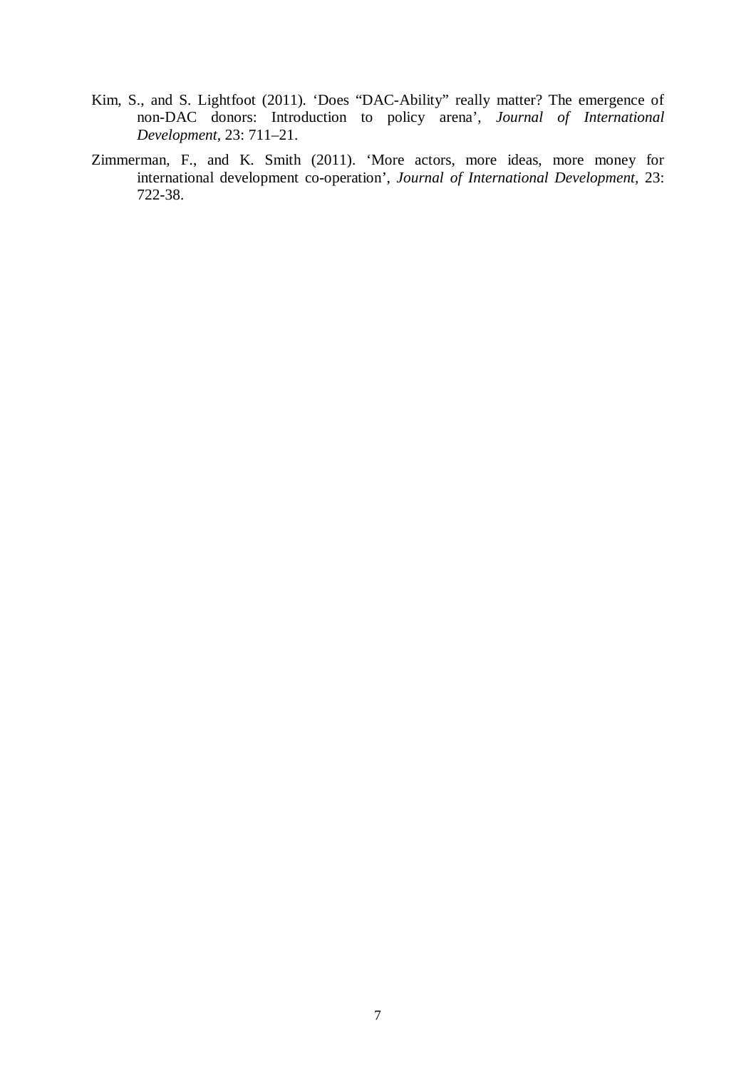Kim, S., and S. Lightfoot (2011). 'Does "DAC-Ability" really matter? The emergence of non-DAC donors: Introduction to policy arena', *Journal of International Development*, 23: 711–21.

Zimmerman, F., and K. Smith (2011). 'More actors, more ideas, more money for international development co-operation', *Journal of International Development*, 23: 722-38.